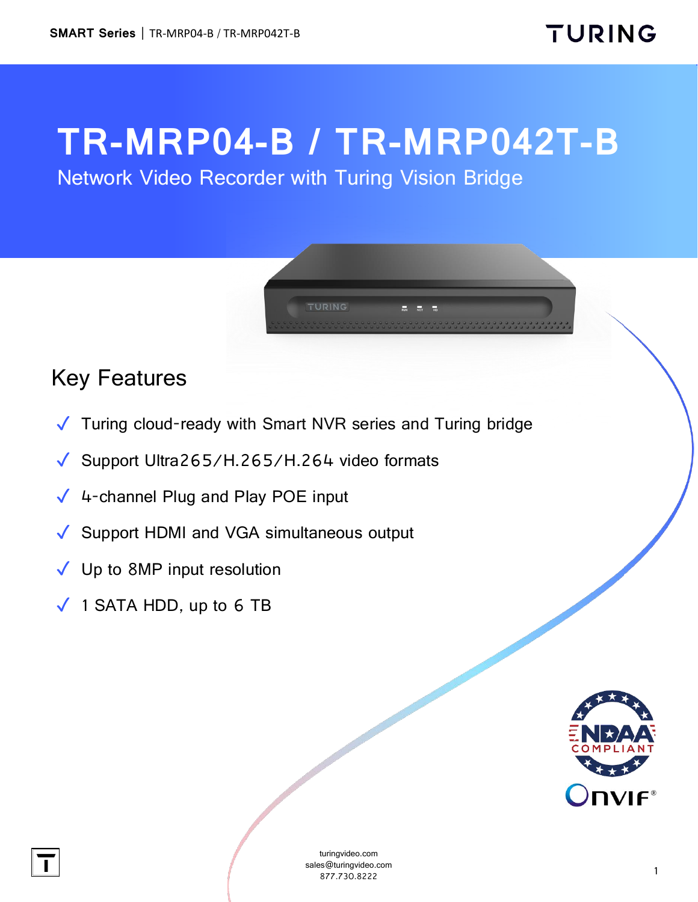# TR-MRP04-B / TR-MRP042T-B

Network Video Recorder with Turing Vision Bridge

## Key Features

- ✓ Turing cloud-ready with Smart NVR series and Turing bridge
- ✓ Support Ultra265/H.265/H.264 video formats
- ✓ 4-channel Plug and Play POE input
- ✓ Support HDMI and VGA simultaneous output
- ✓ Up to 8MP input resolution
- ✓ 1 SATA HDD, up to 6 TB

turingvideo.com
sales@turingvideo.com
877.730.8222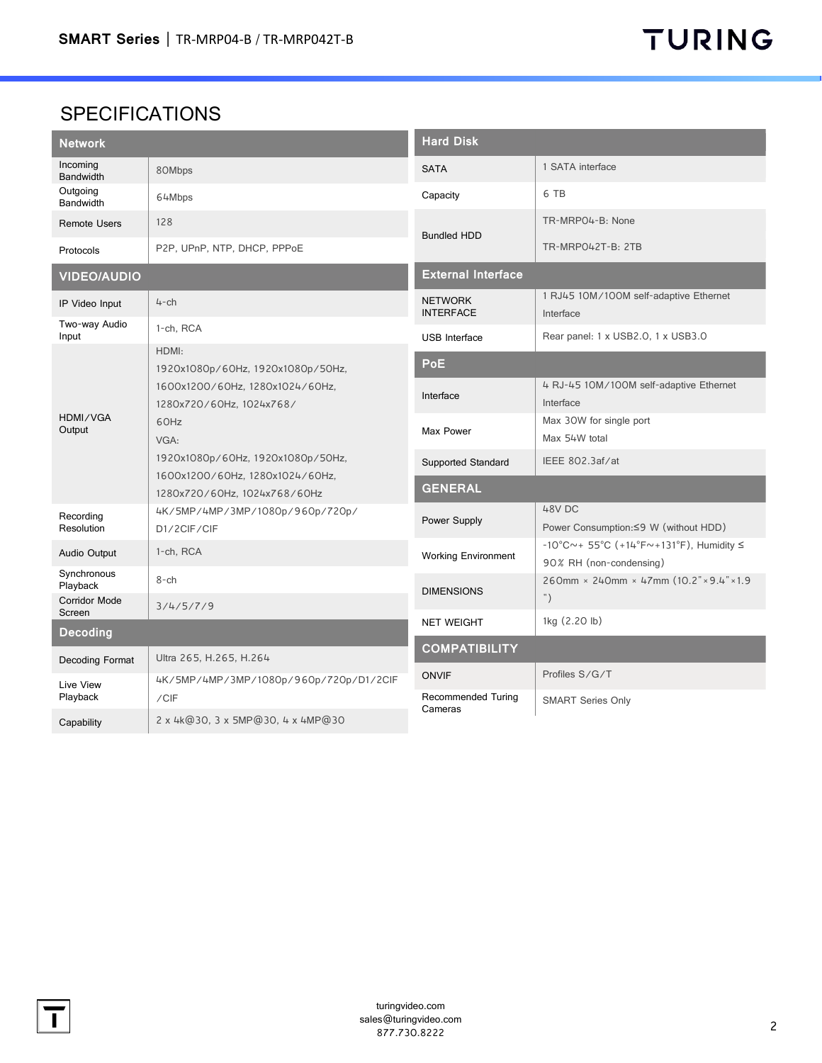# SPECIFICATIONS

| Network | |
|---|---|
| Incoming Bandwidth | 80Mbps |
| Outgoing Bandwidth | 64Mbps |
| Remote Users | 128 |
| Protocols | P2P, UPnP, NTP, DHCP, PPPoE |
| **VIDEO/AUDIO** | |
| IP Video Input | 4-ch |
| Two-way Audio Input | 1-ch, RCA |
| HDMI/VGA Output | HDMI: 1920x1080p/60Hz, 1920x1080p/50Hz, 1600x1200/60Hz, 1280x1024/60Hz, 1280x720/60Hz, 1024x768/60Hz VGA: 1920x1080p/60Hz, 1920x1080p/50Hz, 1600x1200/60Hz, 1280x1024/60Hz, 1280x720/60Hz, 1024x768/60Hz |
| Recording Resolution | 4K/5MP/4MP/3MP/1080p/960p/720p/D1/2CIF/CIF |
| Audio Output | 1-ch, RCA |
| Synchronous Playback | 8-ch |
| Corridor Mode Screen | 3/4/5/7/9 |
| **Decoding** | |
| Decoding Format | Ultra 265, H.265, H.264 |
| Live View Playback | 4K/5MP/4MP/3MP/1080p/960p/720p/D1/2CIF/CIF |
| Capability | 2 x 4k@30, 3 x 5MP@30, 4 x 4MP@30 |

| Hard Disk | |
|---|---|
| SATA | 1 SATA interface |
| Capacity | 6 TB |
| Bundled HDD | TR-MRP04-B: None<br>TR-MRP042T-B: 2TB |
| **External Interface** | |
| NETWORK INTERFACE | 1 RJ45 10M/100M self-adaptive Ethernet Interface |
| USB Interface | Rear panel: 1 x USB2.0, 1 x USB3.0 |
| **PoE** | |
| Interface | 4 RJ-45 10M/100M self-adaptive Ethernet Interface |
| Max Power | Max 30W for single port<br>Max 54W total |
| Supported Standard | IEEE 802.3af/at |
| **GENERAL** | |
| Power Supply | 48V DC<br>Power Consumption:≤9 W (without HDD) |
| Working Environment | -10°C~+ 55°C (+14°F~+131°F), Humidity ≤ 90% RH (non-condensing) |
| DIMENSIONS | 260mm × 240mm × 47mm (10.2"×9.4"×1.9") |
| NET WEIGHT | 1kg (2.20 lb) |
| **COMPATIBILITY** | |
| ONVIF | Profiles S/G/T |
| Recommended Turing Cameras | SMART Series Only |

turingvideo.com
sales@turingvideo.com
877.730.8222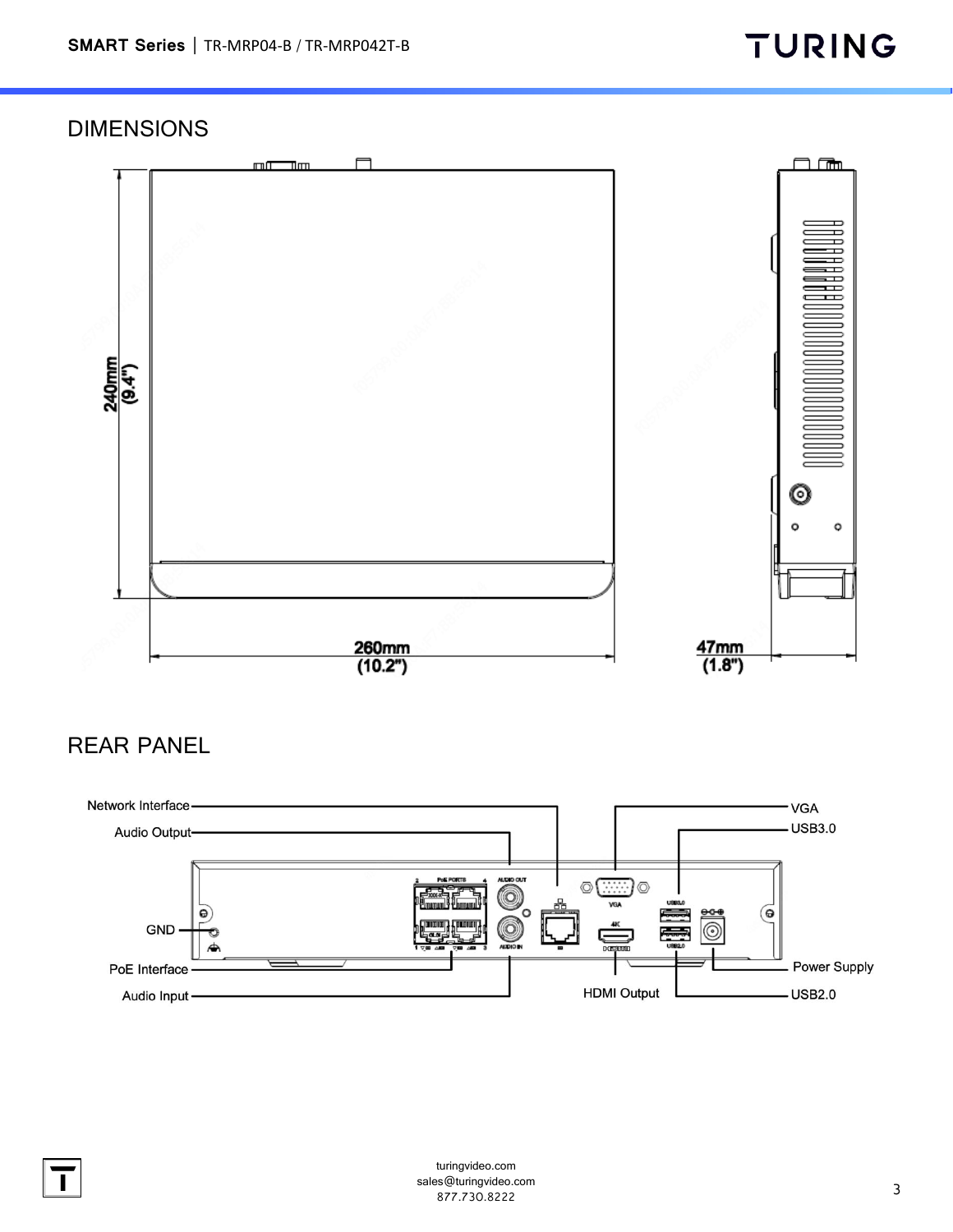## DIMENSIONS

240mm
(9.4")

260mm
(10.2")

47mm
(1.8")

## REAR PANEL

Network Interface

Audio Output

GND

PoE Interface

Audio Input

VGA

USB3.0

Power Supply

HDMI Output

USB2.0